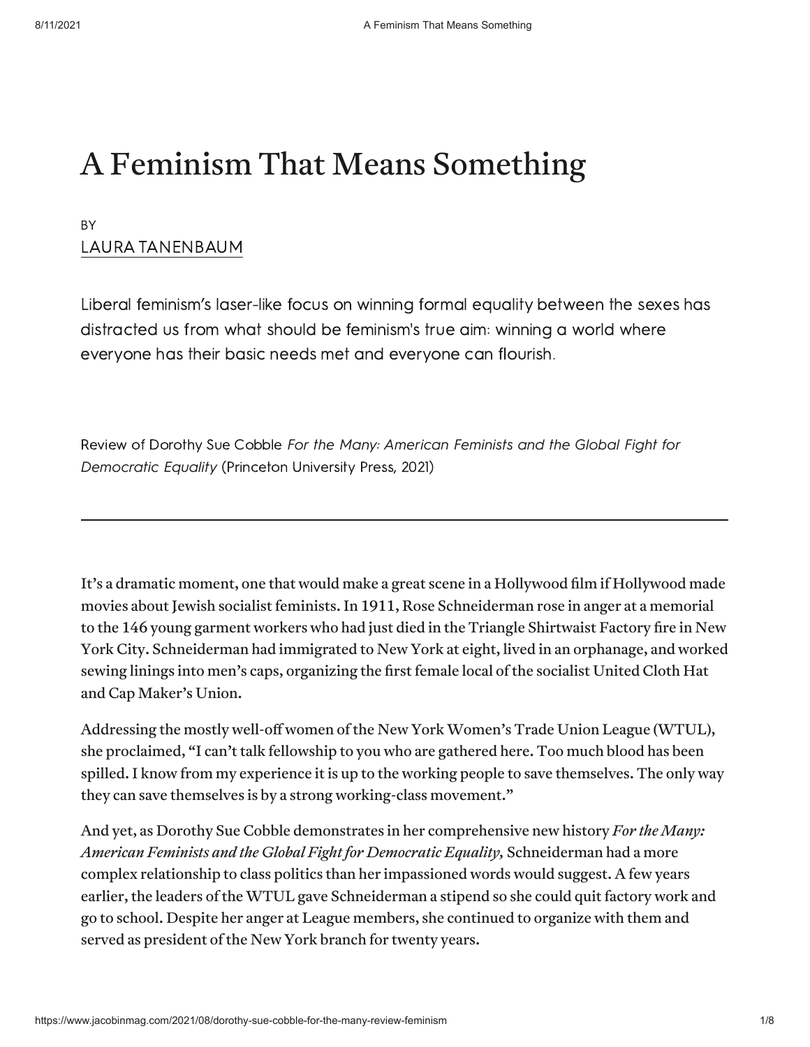# A Feminism That Means Something

BY
LAURA TANENBAUM

Liberal feminism's laser-like focus on winning formal equality between the sexes has distracted us from what should be feminism's true aim: winning a world where everyone has their basic needs met and everyone can flourish.

Review of Dorothy Sue Cobble *For the Many: American Feminists and the Global Fight for Democratic Equality* (Princeton University Press, 2021)

---

It's a dramatic moment, one that would make a great scene in a Hollywood film if Hollywood made movies about Jewish socialist feminists. In 1911, Rose Schneiderman rose in anger at a memorial to the 146 young garment workers who had just died in the Triangle Shirtwaist Factory fire in New York City. Schneiderman had immigrated to New York at eight, lived in an orphanage, and worked sewing linings into men's caps, organizing the first female local of the socialist United Cloth Hat and Cap Maker's Union.

Addressing the mostly well-off women of the New York Women's Trade Union League (WTUL), she proclaimed, "I can't talk fellowship to you who are gathered here. Too much blood has been spilled. I know from my experience it is up to the working people to save themselves. The only way they can save themselves is by a strong working-class movement."

And yet, as Dorothy Sue Cobble demonstrates in her comprehensive new history *For the Many: American Feminists and the Global Fight for Democratic Equality,* Schneiderman had a more complex relationship to class politics than her impassioned words would suggest. A few years earlier, the leaders of the WTUL gave Schneiderman a stipend so she could quit factory work and go to school. Despite her anger at League members, she continued to organize with them and served as president of the New York branch for twenty years.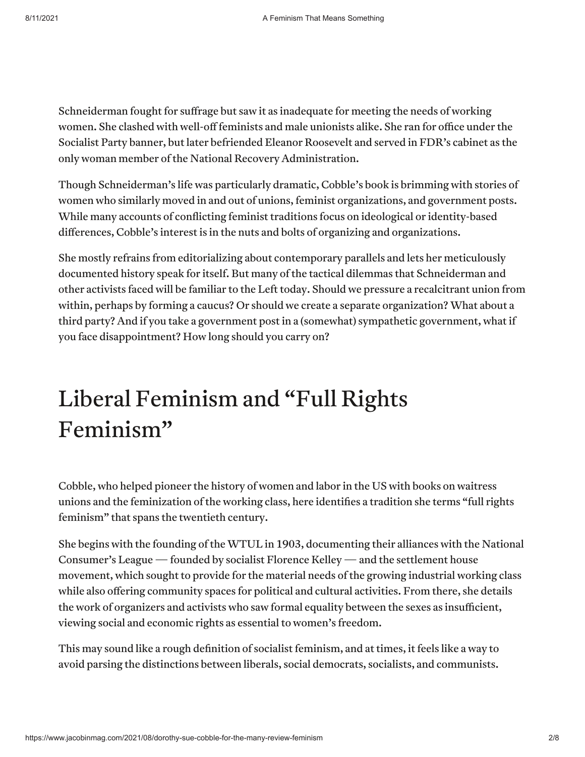Schneiderman fought for suffrage but saw it as inadequate for meeting the needs of working women. She clashed with well-off feminists and male unionists alike. She ran for office under the Socialist Party banner, but later befriended Eleanor Roosevelt and served in FDR's cabinet as the only woman member of the National Recovery Administration.

Though Schneiderman's life was particularly dramatic, Cobble's book is brimming with stories of women who similarly moved in and out of unions, feminist organizations, and government posts. While many accounts of conflicting feminist traditions focus on ideological or identity-based differences, Cobble's interest is in the nuts and bolts of organizing and organizations.

She mostly refrains from editorializing about contemporary parallels and lets her meticulously documented history speak for itself. But many of the tactical dilemmas that Schneiderman and other activists faced will be familiar to the Left today. Should we pressure a recalcitrant union from within, perhaps by forming a caucus? Or should we create a separate organization? What about a third party? And if you take a government post in a (somewhat) sympathetic government, what if you face disappointment? How long should you carry on?

## Liberal Feminism and "Full Rights Feminism"

Cobble, who helped pioneer the history of women and labor in the US with books on waitress unions and the feminization of the working class, here identifies a tradition she terms "full rights feminism" that spans the twentieth century.

She begins with the founding of the WTUL in 1903, documenting their alliances with the National Consumer's League — founded by socialist Florence Kelley — and the settlement house movement, which sought to provide for the material needs of the growing industrial working class while also offering community spaces for political and cultural activities. From there, she details the work of organizers and activists who saw formal equality between the sexes as insufficient, viewing social and economic rights as essential to women's freedom.

This may sound like a rough definition of socialist feminism, and at times, it feels like a way to avoid parsing the distinctions between liberals, social democrats, socialists, and communists.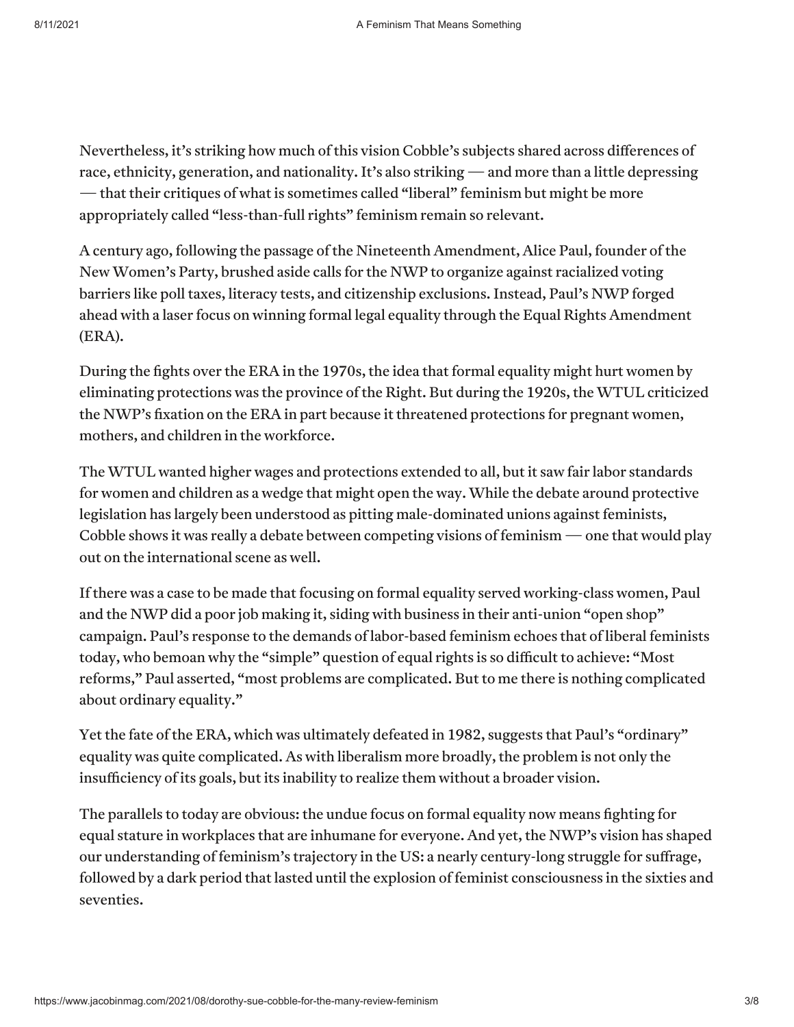Nevertheless, it's striking how much of this vision Cobble's subjects shared across differences of race, ethnicity, generation, and nationality. It's also striking — and more than a little depressing — that their critiques of what is sometimes called "liberal" feminism but might be more appropriately called "less-than-full rights" feminism remain so relevant.

A century ago, following the passage of the Nineteenth Amendment, Alice Paul, founder of the New Women's Party, brushed aside calls for the NWP to organize against racialized voting barriers like poll taxes, literacy tests, and citizenship exclusions. Instead, Paul's NWP forged ahead with a laser focus on winning formal legal equality through the Equal Rights Amendment (ERA).

During the fights over the ERA in the 1970s, the idea that formal equality might hurt women by eliminating protections was the province of the Right. But during the 1920s, the WTUL criticized the NWP's fixation on the ERA in part because it threatened protections for pregnant women, mothers, and children in the workforce.

The WTUL wanted higher wages and protections extended to all, but it saw fair labor standards for women and children as a wedge that might open the way. While the debate around protective legislation has largely been understood as pitting male-dominated unions against feminists, Cobble shows it was really a debate between competing visions of feminism — one that would play out on the international scene as well.

If there was a case to be made that focusing on formal equality served working-class women, Paul and the NWP did a poor job making it, siding with business in their anti-union "open shop" campaign. Paul's response to the demands of labor-based feminism echoes that of liberal feminists today, who bemoan why the "simple" question of equal rights is so difficult to achieve: "Most reforms," Paul asserted, "most problems are complicated. But to me there is nothing complicated about ordinary equality."

Yet the fate of the ERA, which was ultimately defeated in 1982, suggests that Paul's "ordinary" equality was quite complicated. As with liberalism more broadly, the problem is not only the insufficiency of its goals, but its inability to realize them without a broader vision.

The parallels to today are obvious: the undue focus on formal equality now means fighting for equal stature in workplaces that are inhumane for everyone. And yet, the NWP's vision has shaped our understanding of feminism's trajectory in the US: a nearly century-long struggle for suffrage, followed by a dark period that lasted until the explosion of feminist consciousness in the sixties and seventies.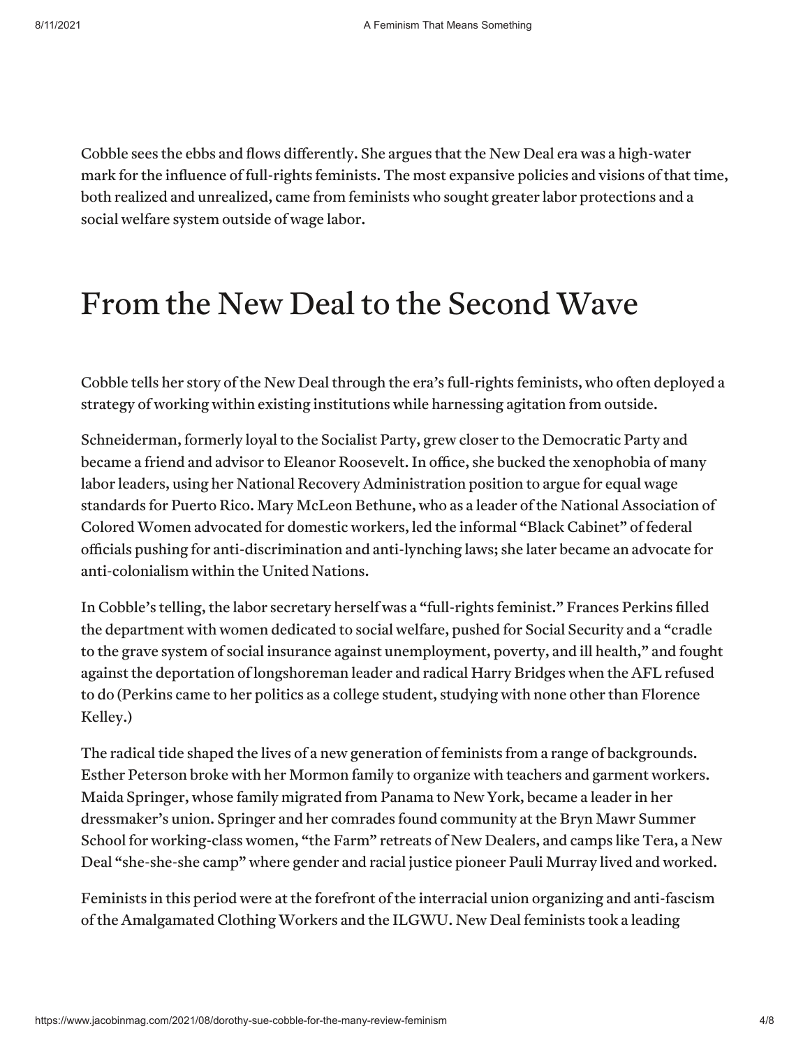Cobble sees the ebbs and flows differently. She argues that the New Deal era was a high-water mark for the influence of full-rights feminists. The most expansive policies and visions of that time, both realized and unrealized, came from feminists who sought greater labor protections and a social welfare system outside of wage labor.

## From the New Deal to the Second Wave

Cobble tells her story of the New Deal through the era's full-rights feminists, who often deployed a strategy of working within existing institutions while harnessing agitation from outside.

Schneiderman, formerly loyal to the Socialist Party, grew closer to the Democratic Party and became a friend and advisor to Eleanor Roosevelt. In office, she bucked the xenophobia of many labor leaders, using her National Recovery Administration position to argue for equal wage standards for Puerto Rico. Mary McLeon Bethune, who as a leader of the National Association of Colored Women advocated for domestic workers, led the informal "Black Cabinet" of federal officials pushing for anti-discrimination and anti-lynching laws; she later became an advocate for anti-colonialism within the United Nations.

In Cobble's telling, the labor secretary herself was a "full-rights feminist." Frances Perkins filled the department with women dedicated to social welfare, pushed for Social Security and a "cradle to the grave system of social insurance against unemployment, poverty, and ill health," and fought against the deportation of longshoreman leader and radical Harry Bridges when the AFL refused to do (Perkins came to her politics as a college student, studying with none other than Florence Kelley.)

The radical tide shaped the lives of a new generation of feminists from a range of backgrounds. Esther Peterson broke with her Mormon family to organize with teachers and garment workers. Maida Springer, whose family migrated from Panama to New York, became a leader in her dressmaker's union. Springer and her comrades found community at the Bryn Mawr Summer School for working-class women, "the Farm" retreats of New Dealers, and camps like Tera, a New Deal "she-she-she camp" where gender and racial justice pioneer Pauli Murray lived and worked.

Feminists in this period were at the forefront of the interracial union organizing and anti-fascism of the Amalgamated Clothing Workers and the ILGWU. New Deal feminists took a leading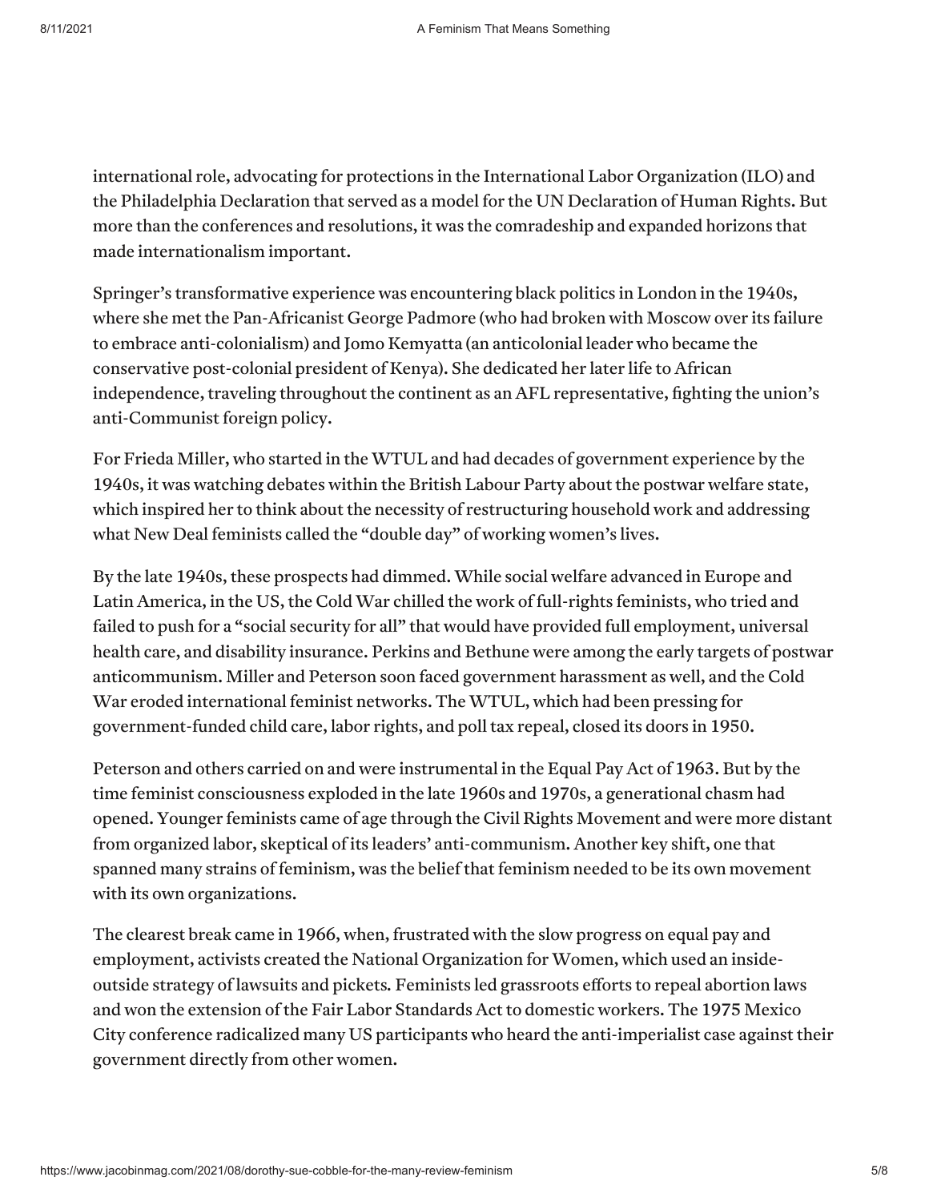international role, advocating for protections in the International Labor Organization (ILO) and the Philadelphia Declaration that served as a model for the UN Declaration of Human Rights. But more than the conferences and resolutions, it was the comradeship and expanded horizons that made internationalism important.

Springer's transformative experience was encountering black politics in London in the 1940s, where she met the Pan-Africanist George Padmore (who had broken with Moscow over its failure to embrace anti-colonialism) and Jomo Kemyatta (an anticolonial leader who became the conservative post-colonial president of Kenya). She dedicated her later life to African independence, traveling throughout the continent as an AFL representative, fighting the union's anti-Communist foreign policy.

For Frieda Miller, who started in the WTUL and had decades of government experience by the 1940s, it was watching debates within the British Labour Party about the postwar welfare state, which inspired her to think about the necessity of restructuring household work and addressing what New Deal feminists called the "double day" of working women's lives.

By the late 1940s, these prospects had dimmed. While social welfare advanced in Europe and Latin America, in the US, the Cold War chilled the work of full-rights feminists, who tried and failed to push for a "social security for all" that would have provided full employment, universal health care, and disability insurance. Perkins and Bethune were among the early targets of postwar anticommunism. Miller and Peterson soon faced government harassment as well, and the Cold War eroded international feminist networks. The WTUL, which had been pressing for government-funded child care, labor rights, and poll tax repeal, closed its doors in 1950.

Peterson and others carried on and were instrumental in the Equal Pay Act of 1963. But by the time feminist consciousness exploded in the late 1960s and 1970s, a generational chasm had opened. Younger feminists came of age through the Civil Rights Movement and were more distant from organized labor, skeptical of its leaders' anti-communism. Another key shift, one that spanned many strains of feminism, was the belief that feminism needed to be its own movement with its own organizations.

The clearest break came in 1966, when, frustrated with the slow progress on equal pay and employment, activists created the National Organization for Women, which used an inside-outside strategy of lawsuits and pickets. Feminists led grassroots efforts to repeal abortion laws and won the extension of the Fair Labor Standards Act to domestic workers. The 1975 Mexico City conference radicalized many US participants who heard the anti-imperialist case against their government directly from other women.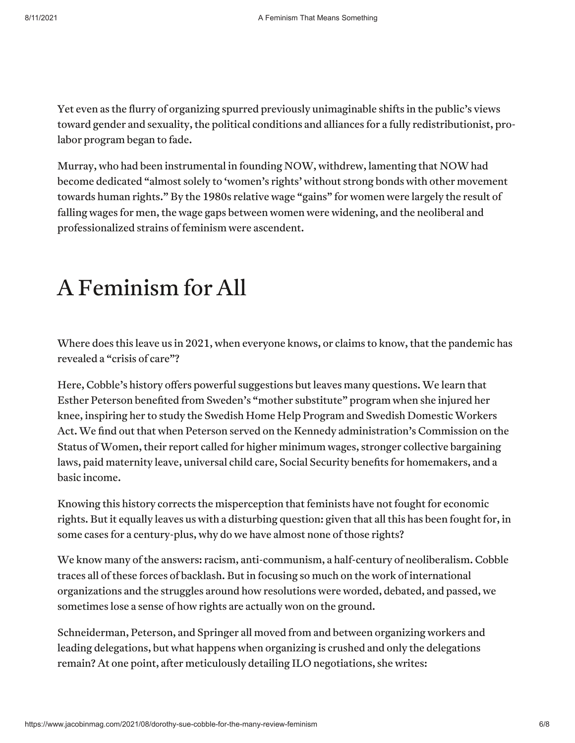Yet even as the flurry of organizing spurred previously unimaginable shifts in the public's views toward gender and sexuality, the political conditions and alliances for a fully redistributionist, pro-labor program began to fade.

Murray, who had been instrumental in founding NOW, withdrew, lamenting that NOW had become dedicated "almost solely to 'women's rights' without strong bonds with other movement towards human rights." By the 1980s relative wage "gains" for women were largely the result of falling wages for men, the wage gaps between women were widening, and the neoliberal and professionalized strains of feminism were ascendent.

## A Feminism for All

Where does this leave us in 2021, when everyone knows, or claims to know, that the pandemic has revealed a "crisis of care"?

Here, Cobble's history offers powerful suggestions but leaves many questions. We learn that Esther Peterson benefited from Sweden's "mother substitute" program when she injured her knee, inspiring her to study the Swedish Home Help Program and Swedish Domestic Workers Act. We find out that when Peterson served on the Kennedy administration's Commission on the Status of Women, their report called for higher minimum wages, stronger collective bargaining laws, paid maternity leave, universal child care, Social Security benefits for homemakers, and a basic income.

Knowing this history corrects the misperception that feminists have not fought for economic rights. But it equally leaves us with a disturbing question: given that all this has been fought for, in some cases for a century-plus, why do we have almost none of those rights?

We know many of the answers: racism, anti-communism, a half-century of neoliberalism. Cobble traces all of these forces of backlash. But in focusing so much on the work of international organizations and the struggles around how resolutions were worded, debated, and passed, we sometimes lose a sense of how rights are actually won on the ground.

Schneiderman, Peterson, and Springer all moved from and between organizing workers and leading delegations, but what happens when organizing is crushed and only the delegations remain? At one point, after meticulously detailing ILO negotiations, she writes: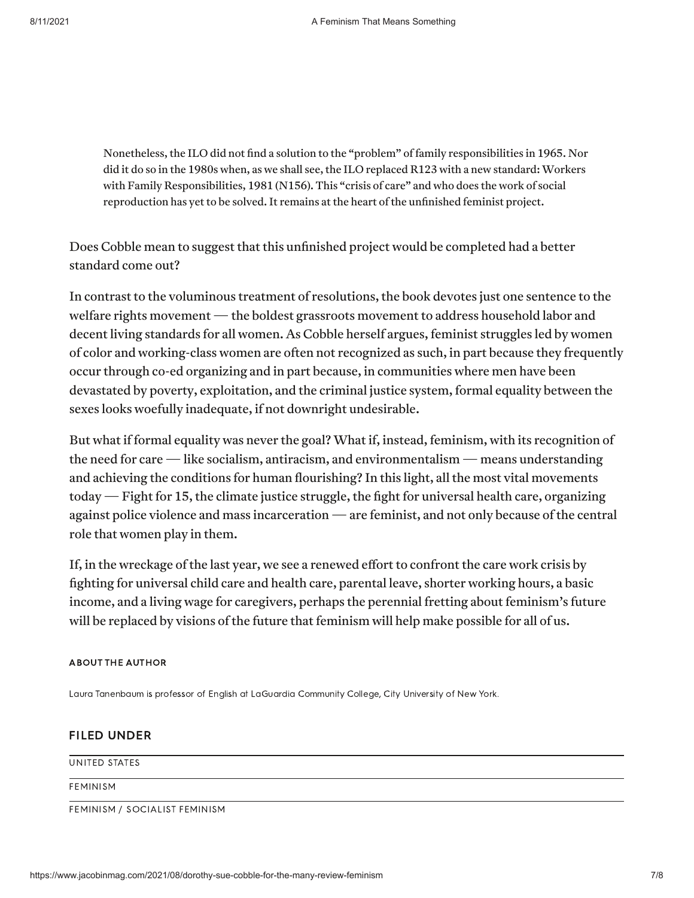> Nonetheless, the ILO did not find a solution to the "problem" of family responsibilities in 1965. Nor did it do so in the 1980s when, as we shall see, the ILO replaced R123 with a new standard: Workers with Family Responsibilities, 1981 (N156). This "crisis of care" and who does the work of social reproduction has yet to be solved. It remains at the heart of the unfinished feminist project.

Does Cobble mean to suggest that this unfinished project would be completed had a better standard come out?

In contrast to the voluminous treatment of resolutions, the book devotes just one sentence to the welfare rights movement — the boldest grassroots movement to address household labor and decent living standards for all women. As Cobble herself argues, feminist struggles led by women of color and working-class women are often not recognized as such, in part because they frequently occur through co-ed organizing and in part because, in communities where men have been devastated by poverty, exploitation, and the criminal justice system, formal equality between the sexes looks woefully inadequate, if not downright undesirable.

But what if formal equality was never the goal? What if, instead, feminism, with its recognition of the need for care — like socialism, antiracism, and environmentalism — means understanding and achieving the conditions for human flourishing? In this light, all the most vital movements today — Fight for 15, the climate justice struggle, the fight for universal health care, organizing against police violence and mass incarceration — are feminist, and not only because of the central role that women play in them.

If, in the wreckage of the last year, we see a renewed effort to confront the care work crisis by fighting for universal child care and health care, parental leave, shorter working hours, a basic income, and a living wage for caregivers, perhaps the perennial fretting about feminism's future will be replaced by visions of the future that feminism will help make possible for all of us.

#### ABOUT THE AUTHOR

Laura Tanenbaum is professor of English at LaGuardia Community College, City University of New York.

#### FILED UNDER

UNITED STATES

FEMINISM

FEMINISM / SOCIALIST FEMINISM